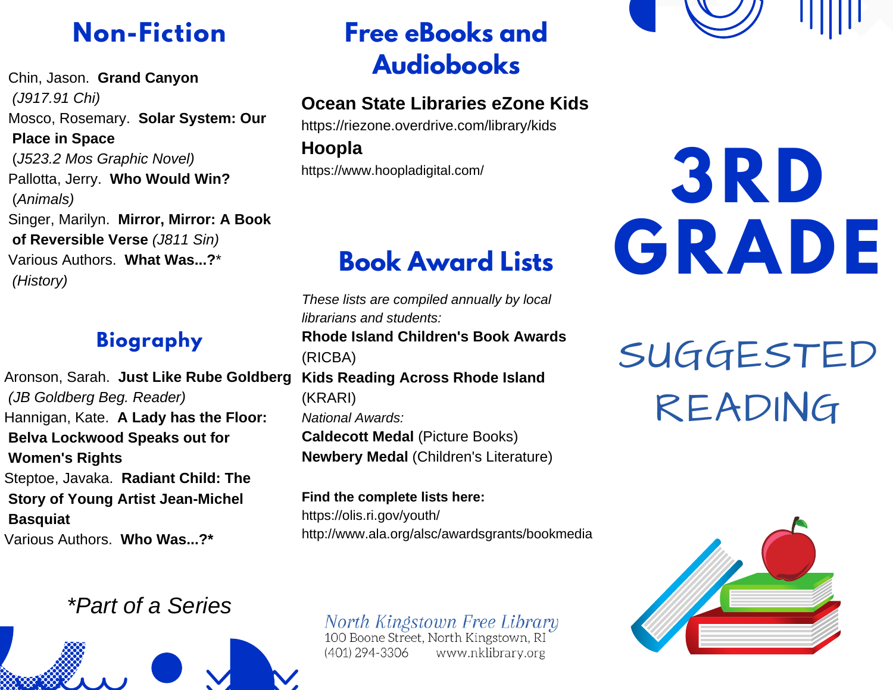# 3RD GRADE

## SUGGESTED READING

## Non-Fiction

Chin, Jason. **Grand Canyon** *(J917.91 Chi)*

Mosco, Rosemary. **Solar System: Our Place in Space** *(J523.2 Mos Graphic Novel)*

Pallotta, Jerry. **Who Would Win?** *(Animals)*

Singer, Marilyn. **Mirror, Mirror: A Book of Reversible Verse** *(J811 Sin)*

Various Authors. **What Was...?*** *(History)*

## Biography

Aronson, Sarah. **Just Like Rube Goldberg** *(JB Goldberg Beg. Reader)*

Hannigan, Kate. **A Lady has the Floor: Belva Lockwood Speaks out for Women's Rights**

Steptoe, Javaka. **Radiant Child: The Story of Young Artist Jean-Michel Basquiat**

Various Authors. **Who Was...?***

*\*Part of a Series*

## Free eBooks and Audiobooks

**Ocean State Libraries eZone Kids**
https://riezone.overdrive.com/library/kids

**Hoopla**
https://www.hoopladigital.com/

## Book Award Lists

*These lists are compiled annually by local librarians and students:*

**Rhode Island Children's Book Awards** (RICBA)

**Kids Reading Across Rhode Island** (KRARI)

*National Awards:*

**Caldecott Medal** (Picture Books)

**Newbery Medal** (Children's Literature)

**Find the complete lists here:**
https://olis.ri.gov/youth/
http://www.ala.org/alsc/awardsgrants/bookmedia

North Kingstown Free Library
100 Boone Street, North Kingstown, RI
(401) 294-3306 www.nklibrary.org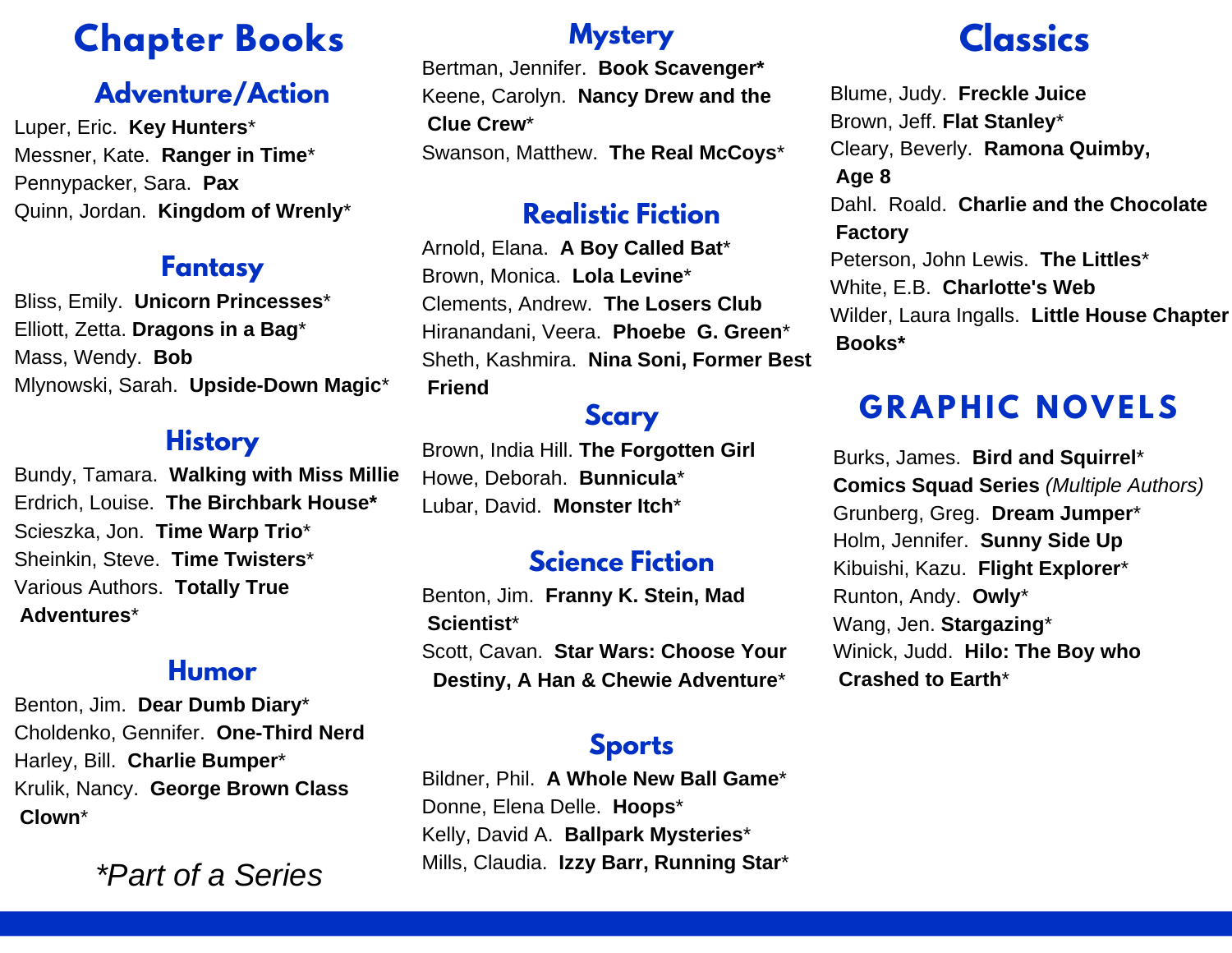# Chapter Books

## Adventure/Action

Luper, Eric. **Key Hunters***
Messner, Kate. **Ranger in Time***
Pennypacker, Sara. **Pax**
Quinn, Jordan. **Kingdom of Wrenly***

## Fantasy

Bliss, Emily. **Unicorn Princesses***
Elliott, Zetta. **Dragons in a Bag***
Mass, Wendy. **Bob**
Mlynowski, Sarah. **Upside-Down Magic***

## History

Bundy, Tamara. **Walking with Miss Millie**
Erdrich, Louise. **The Birchbark House***
Scieszka, Jon. **Time Warp Trio***
Sheinkin, Steve. **Time Twisters***
Various Authors. **Totally True Adventures***

## Humor

Benton, Jim. **Dear Dumb Diary***
Choldenko, Gennifer. **One-Third Nerd**
Harley, Bill. **Charlie Bumper***
Krulik, Nancy. **George Brown Class Clown***

*\*Part of a Series*

## Mystery

Bertman, Jennifer. **Book Scavenger***
Keene, Carolyn. **Nancy Drew and the Clue Crew***
Swanson, Matthew. **The Real McCoys***

## Realistic Fiction

Arnold, Elana. **A Boy Called Bat***
Brown, Monica. **Lola Levine***
Clements, Andrew. **The Losers Club**
Hiranandani, Veera. **Phoebe G. Green***
Sheth, Kashmira. **Nina Soni, Former Best Friend**

## Scary

Brown, India Hill. **The Forgotten Girl**
Howe, Deborah. **Bunnicula***
Lubar, David. **Monster Itch***

## Science Fiction

Benton, Jim. **Franny K. Stein, Mad Scientist***
Scott, Cavan. **Star Wars: Choose Your Destiny, A Han & Chewie Adventure***

## Sports

Bildner, Phil. **A Whole New Ball Game***
Donne, Elena Delle. **Hoops***
Kelly, David A. **Ballpark Mysteries***
Mills, Claudia. **Izzy Barr, Running Star***

# Classics

Blume, Judy. **Freckle Juice**
Brown, Jeff. **Flat Stanley***
Cleary, Beverly. **Ramona Quimby, Age 8**
Dahl. Roald. **Charlie and the Chocolate Factory**
Peterson, John Lewis. **The Littles***
White, E.B. **Charlotte's Web**
Wilder, Laura Ingalls. **Little House Chapter Books***

# GRAPHIC NOVELS

Burks, James. **Bird and Squirrel***
**Comics Squad Series** *(Multiple Authors)*
Grunberg, Greg. **Dream Jumper***
Holm, Jennifer. **Sunny Side Up**
Kibuishi, Kazu. **Flight Explorer***
Runton, Andy. **Owly***
Wang, Jen. **Stargazing***
Winick, Judd. **Hilo: The Boy who Crashed to Earth***